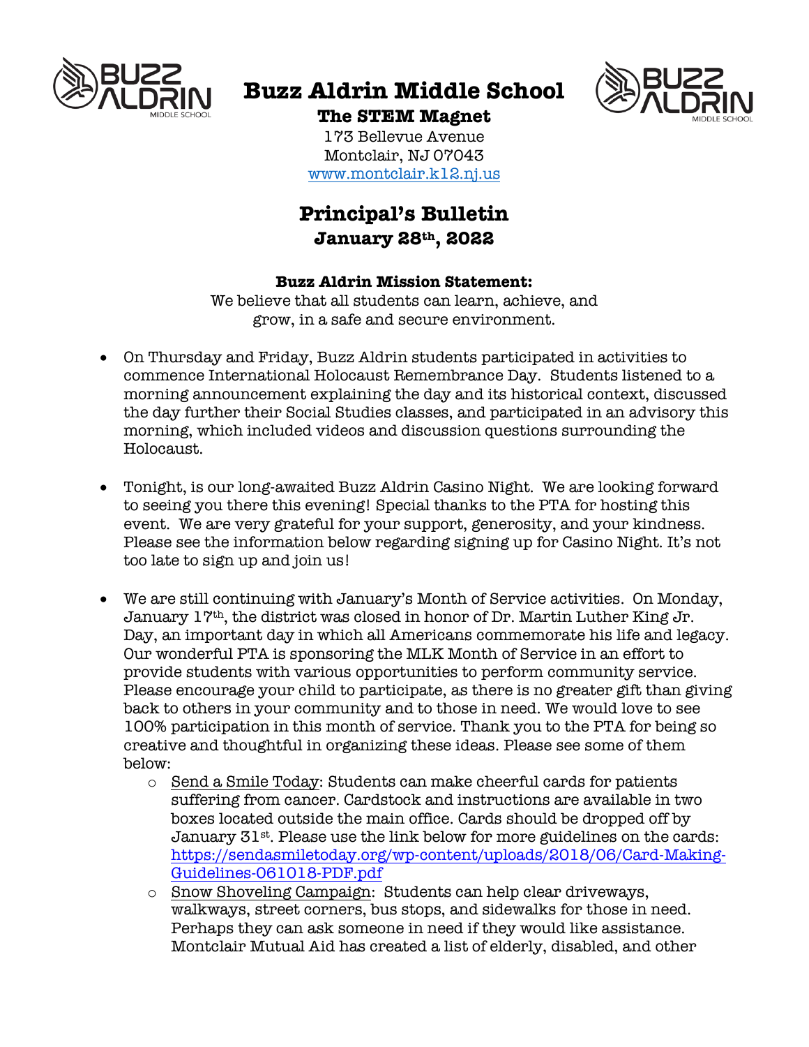# Buzz Aldrin Middle School

**The STEM Magnet**

173 Bellevue Avenue
Montclair, NJ 07043
www.montclair.k12.nj.us

## Principal's Bulletin

**January 28th, 2022**

**Buzz Aldrin Mission Statement:**

We believe that all students can learn, achieve, and grow, in a safe and secure environment.

- On Thursday and Friday, Buzz Aldrin students participated in activities to commence International Holocaust Remembrance Day. Students listened to a morning announcement explaining the day and its historical context, discussed the day further their Social Studies classes, and participated in an advisory this morning, which included videos and discussion questions surrounding the Holocaust.

- Tonight, is our long-awaited Buzz Aldrin Casino Night. We are looking forward to seeing you there this evening! Special thanks to the PTA for hosting this event. We are very grateful for your support, generosity, and your kindness. Please see the information below regarding signing up for Casino Night. It's not too late to sign up and join us!

- We are still continuing with January's Month of Service activities. On Monday, January 17th, the district was closed in honor of Dr. Martin Luther King Jr. Day, an important day in which all Americans commemorate his life and legacy. Our wonderful PTA is sponsoring the MLK Month of Service in an effort to provide students with various opportunities to perform community service. Please encourage your child to participate, as there is no greater gift than giving back to others in your community and to those in need. We would love to see 100% participation in this month of service. Thank you to the PTA for being so creative and thoughtful in organizing these ideas. Please see some of them below:
    - Send a Smile Today: Students can make cheerful cards for patients suffering from cancer. Cardstock and instructions are available in two boxes located outside the main office. Cards should be dropped off by January 31st. Please use the link below for more guidelines on the cards: https://sendasmiletoday.org/wp-content/uploads/2018/06/Card-Making-Guidelines-061018-PDF.pdf
    - Snow Shoveling Campaign: Students can help clear driveways, walkways, street corners, bus stops, and sidewalks for those in need. Perhaps they can ask someone in need if they would like assistance. Montclair Mutual Aid has created a list of elderly, disabled, and other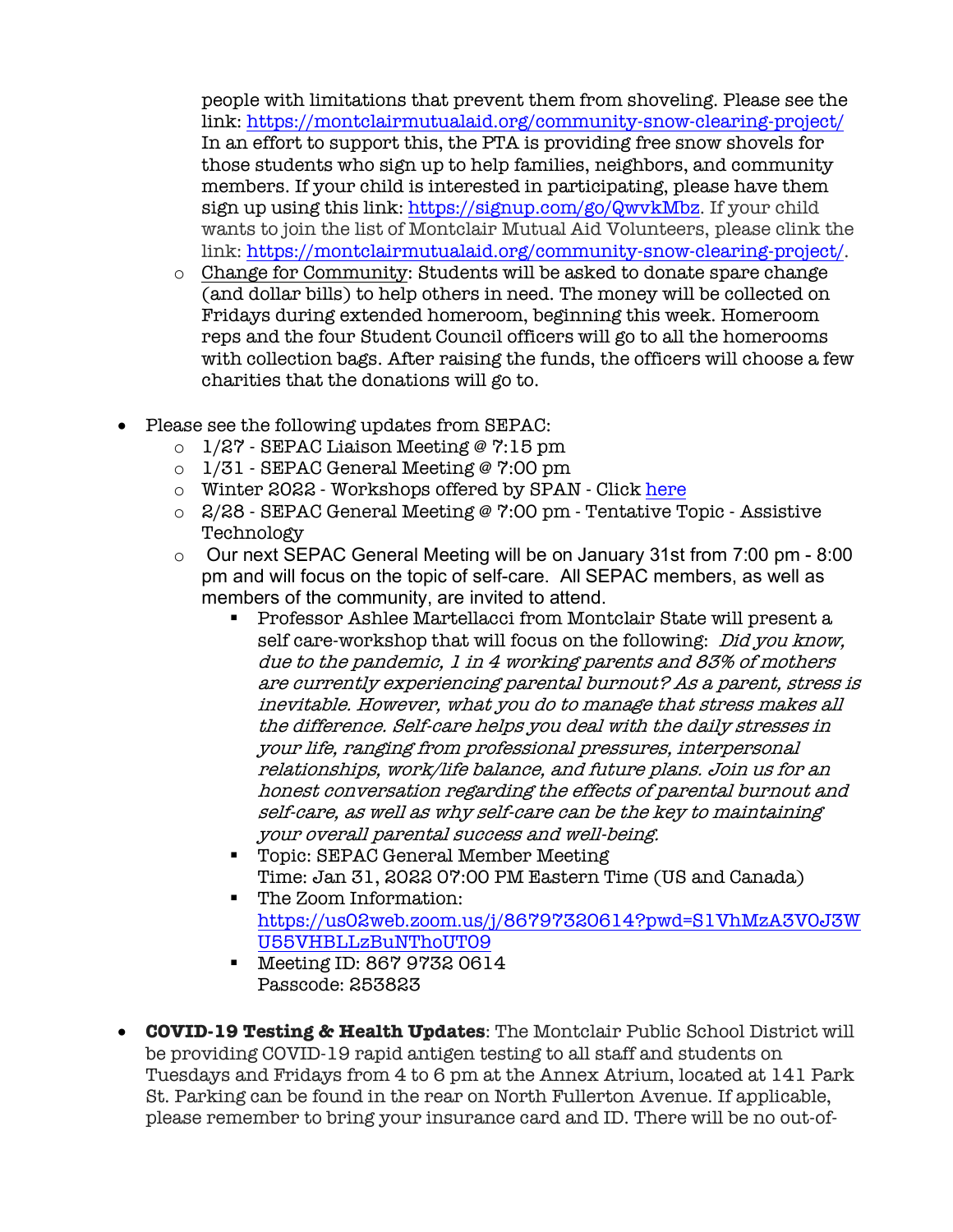people with limitations that prevent them from shoveling. Please see the link: https://montclairmutualaid.org/community-snow-clearing-project/ In an effort to support this, the PTA is providing free snow shovels for those students who sign up to help families, neighbors, and community members. If your child is interested in participating, please have them sign up using this link: https://signup.com/go/QwvkMbz. If your child wants to join the list of Montclair Mutual Aid Volunteers, please clink the link: https://montclairmutualaid.org/community-snow-clearing-project/.

- Change for Community: Students will be asked to donate spare change (and dollar bills) to help others in need. The money will be collected on Fridays during extended homeroom, beginning this week. Homeroom reps and the four Student Council officers will go to all the homerooms with collection bags. After raising the funds, the officers will choose a few charities that the donations will go to.

- Please see the following updates from SEPAC:
  - 1/27 - SEPAC Liaison Meeting @ 7:15 pm
  - 1/31 - SEPAC General Meeting @ 7:00 pm
  - Winter 2022 - Workshops offered by SPAN - Click here
  - 2/28 - SEPAC General Meeting @ 7:00 pm - Tentative Topic - Assistive Technology
  - Our next SEPAC General Meeting will be on January 31st from 7:00 pm - 8:00 pm and will focus on the topic of self-care. All SEPAC members, as well as members of the community, are invited to attend.
    - Professor Ashlee Martellacci from Montclair State will present a self care-workshop that will focus on the following: *Did you know, due to the pandemic, 1 in 4 working parents and 83% of mothers are currently experiencing parental burnout? As a parent, stress is inevitable. However, what you do to manage that stress makes all the difference. Self-care helps you deal with the daily stresses in your life, ranging from professional pressures, interpersonal relationships, work/life balance, and future plans. Join us for an honest conversation regarding the effects of parental burnout and self-care, as well as why self-care can be the key to maintaining your overall parental success and well-being.*
    - Topic: SEPAC General Member Meeting
      Time: Jan 31, 2022 07:00 PM Eastern Time (US and Canada)
    - The Zoom Information: https://us02web.zoom.us/j/86797320614?pwd=S1VhMzA3V0J3WU55VHBLLzBuNThoUT09
    - Meeting ID: 867 9732 0614
      Passcode: 253823

- **COVID-19 Testing & Health Updates**: The Montclair Public School District will be providing COVID-19 rapid antigen testing to all staff and students on Tuesdays and Fridays from 4 to 6 pm at the Annex Atrium, located at 141 Park St. Parking can be found in the rear on North Fullerton Avenue. If applicable, please remember to bring your insurance card and ID. There will be no out-of-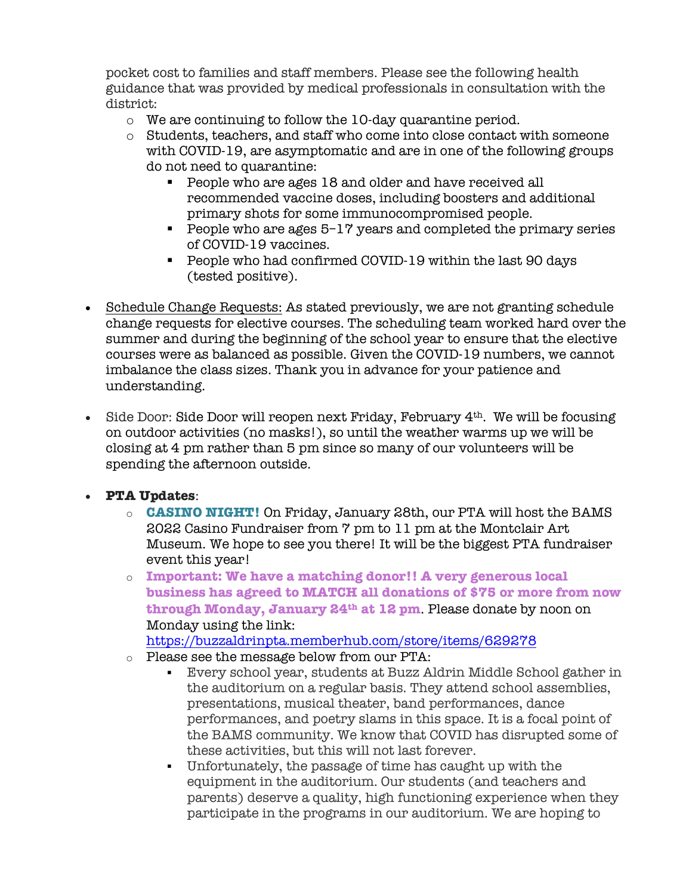pocket cost to families and staff members. Please see the following health guidance that was provided by medical professionals in consultation with the district:

- We are continuing to follow the 10-day quarantine period.
- Students, teachers, and staff who come into close contact with someone with COVID-19, are asymptomatic and are in one of the following groups do not need to quarantine:
  - People who are ages 18 and older and have received all recommended vaccine doses, including boosters and additional primary shots for some immunocompromised people.
  - People who are ages 5–17 years and completed the primary series of COVID-19 vaccines.
  - People who had confirmed COVID-19 within the last 90 days (tested positive).

- Schedule Change Requests: As stated previously, we are not granting schedule change requests for elective courses. The scheduling team worked hard over the summer and during the beginning of the school year to ensure that the elective courses were as balanced as possible. Given the COVID-19 numbers, we cannot imbalance the class sizes. Thank you in advance for your patience and understanding.

- Side Door: Side Door will reopen next Friday, February 4th. We will be focusing on outdoor activities (no masks!), so until the weather warms up we will be closing at 4 pm rather than 5 pm since so many of our volunteers will be spending the afternoon outside.

- **PTA Updates**:
  - **CASINO NIGHT!** On Friday, January 28th, our PTA will host the BAMS 2022 Casino Fundraiser from 7 pm to 11 pm at the Montclair Art Museum. We hope to see you there! It will be the biggest PTA fundraiser event this year!
  - **Important: We have a matching donor!! A very generous local business has agreed to MATCH all donations of $75 or more from now through Monday, January 24th at 12 pm**. Please donate by noon on Monday using the link: https://buzzaldrinpta.memberhub.com/store/items/629278
  - Please see the message below from our PTA:
    - Every school year, students at Buzz Aldrin Middle School gather in the auditorium on a regular basis. They attend school assemblies, presentations, musical theater, band performances, dance performances, and poetry slams in this space. It is a focal point of the BAMS community. We know that COVID has disrupted some of these activities, but this will not last forever.
    - Unfortunately, the passage of time has caught up with the equipment in the auditorium. Our students (and teachers and parents) deserve a quality, high functioning experience when they participate in the programs in our auditorium. We are hoping to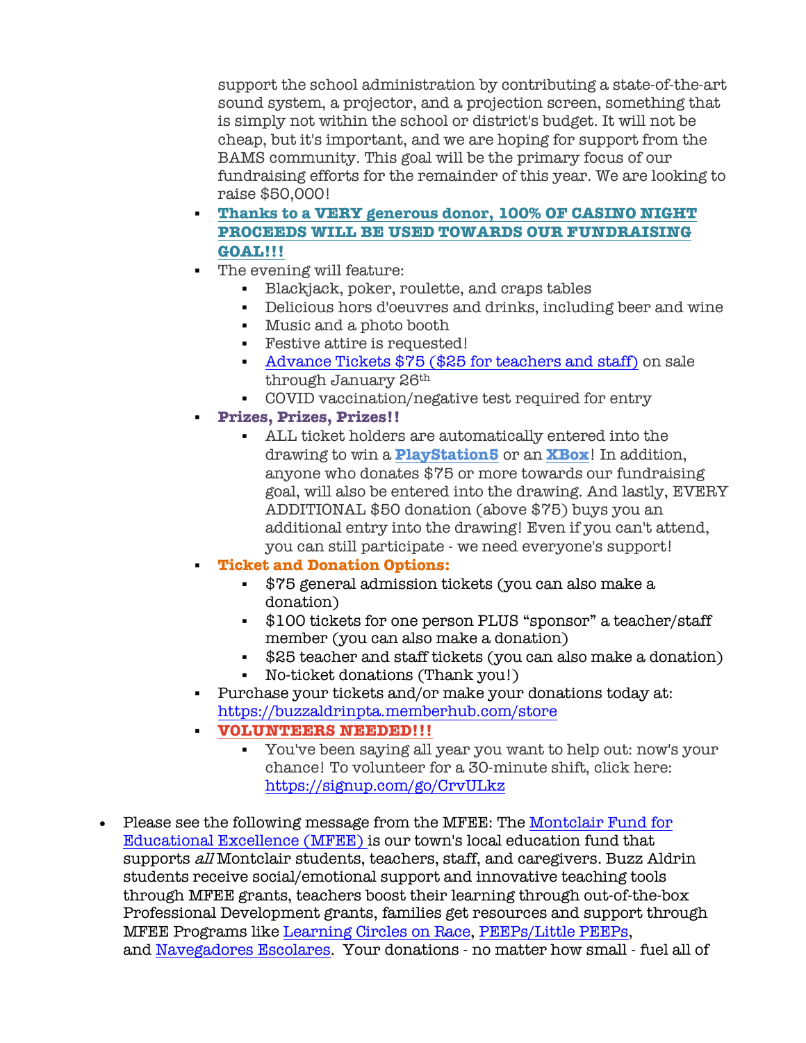support the school administration by contributing a state-of-the-art sound system, a projector, and a projection screen, something that is simply not within the school or district's budget. It will not be cheap, but it's important, and we are hoping for support from the BAMS community. This goal will be the primary focus of our fundraising efforts for the remainder of this year. We are looking to raise $50,000!

- **Thanks to a VERY generous donor, 100% OF CASINO NIGHT PROCEEDS WILL BE USED TOWARDS OUR FUNDRAISING GOAL!!!**
- The evening will feature:
  - Blackjack, poker, roulette, and craps tables
  - Delicious hors d'oeuvres and drinks, including beer and wine
  - Music and a photo booth
  - Festive attire is requested!
  - Advance Tickets $75 ($25 for teachers and staff) on sale through January 26th
  - COVID vaccination/negative test required for entry
- **Prizes, Prizes, Prizes!!**
  - ALL ticket holders are automatically entered into the drawing to win a **PlayStation5** or an **XBox**! In addition, anyone who donates $75 or more towards our fundraising goal, will also be entered into the drawing. And lastly, EVERY ADDITIONAL $50 donation (above $75) buys you an additional entry into the drawing! Even if you can't attend, you can still participate - we need everyone's support!
- **Ticket and Donation Options:**
  - $75 general admission tickets (you can also make a donation)
  - $100 tickets for one person PLUS "sponsor" a teacher/staff member (you can also make a donation)
  - $25 teacher and staff tickets (you can also make a donation)
  - No-ticket donations (Thank you!)
- Purchase your tickets and/or make your donations today at: https://buzzaldrinpta.memberhub.com/store
- **VOLUNTEERS NEEDED!!!**
  - You've been saying all year you want to help out: now's your chance! To volunteer for a 30-minute shift, click here: https://signup.com/go/CrvULkz

- Please see the following message from the MFEE: The Montclair Fund for Educational Excellence (MFEE) is our town's local education fund that supports *all* Montclair students, teachers, staff, and caregivers. Buzz Aldrin students receive social/emotional support and innovative teaching tools through MFEE grants, teachers boost their learning through out-of-the-box Professional Development grants, families get resources and support through MFEE Programs like Learning Circles on Race, PEEPs/Little PEEPs, and Navegadores Escolares. Your donations - no matter how small - fuel all of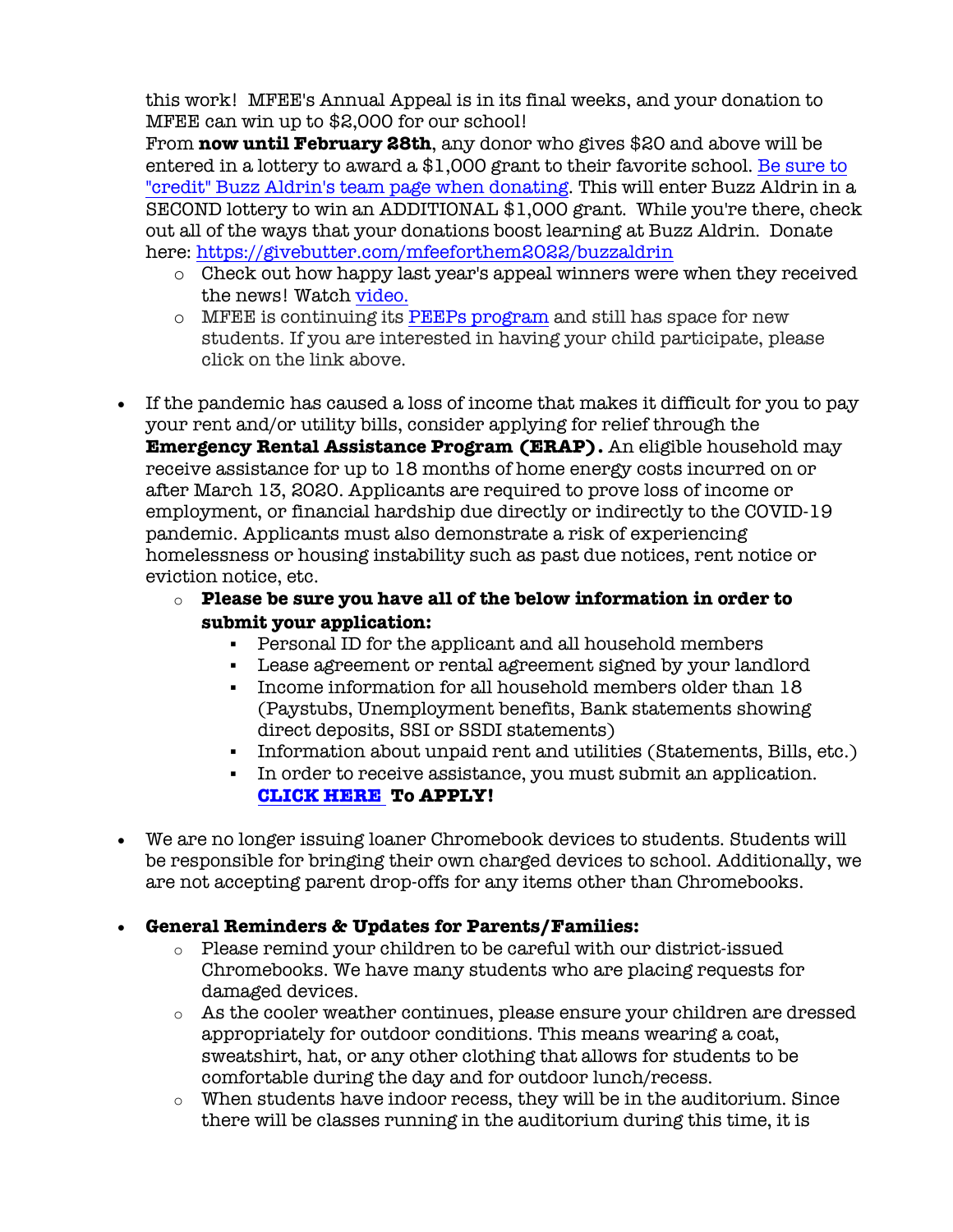this work! MFEE's Annual Appeal is in its final weeks, and your donation to MFEE can win up to $2,000 for our school!
From **now until February 28th**, any donor who gives $20 and above will be entered in a lottery to award a $1,000 grant to their favorite school. Be sure to "credit" Buzz Aldrin's team page when donating. This will enter Buzz Aldrin in a SECOND lottery to win an ADDITIONAL $1,000 grant. While you're there, check out all of the ways that your donations boost learning at Buzz Aldrin. Donate here: https://givebutter.com/mfeeforthem2022/buzzaldrin

- Check out how happy last year's appeal winners were when they received the news! Watch video.
- MFEE is continuing its PEEPs program and still has space for new students. If you are interested in having your child participate, please click on the link above.

- If the pandemic has caused a loss of income that makes it difficult for you to pay your rent and/or utility bills, consider applying for relief through the **Emergency Rental Assistance Program (ERAP).** An eligible household may receive assistance for up to 18 months of home energy costs incurred on or after March 13, 2020. Applicants are required to prove loss of income or employment, or financial hardship due directly or indirectly to the COVID-19 pandemic. Applicants must also demonstrate a risk of experiencing homelessness or housing instability such as past due notices, rent notice or eviction notice, etc.
  - **Please be sure you have all of the below information in order to submit your application:**
    - Personal ID for the applicant and all household members
    - Lease agreement or rental agreement signed by your landlord
    - Income information for all household members older than 18 (Paystubs, Unemployment benefits, Bank statements showing direct deposits, SSI or SSDI statements)
    - Information about unpaid rent and utilities (Statements, Bills, etc.)
    - In order to receive assistance, you must submit an application. **CLICK HERE To APPLY!**

- We are no longer issuing loaner Chromebook devices to students. Students will be responsible for bringing their own charged devices to school. Additionally, we are not accepting parent drop-offs for any items other than Chromebooks.

- **General Reminders & Updates for Parents/Families:**
  - Please remind your children to be careful with our district-issued Chromebooks. We have many students who are placing requests for damaged devices.
  - As the cooler weather continues, please ensure your children are dressed appropriately for outdoor conditions. This means wearing a coat, sweatshirt, hat, or any other clothing that allows for students to be comfortable during the day and for outdoor lunch/recess.
  - When students have indoor recess, they will be in the auditorium. Since there will be classes running in the auditorium during this time, it is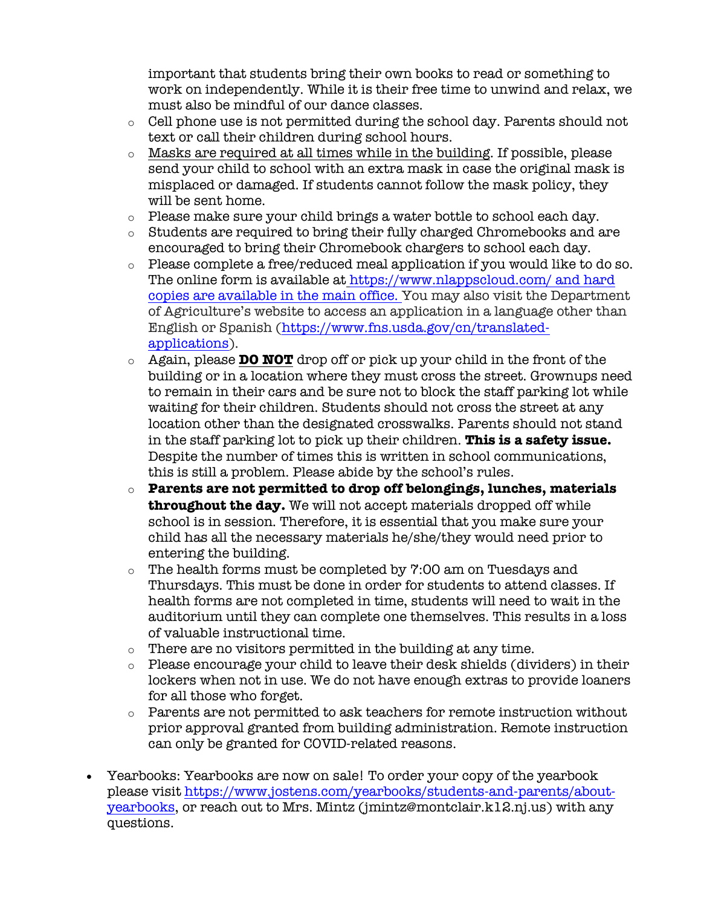important that students bring their own books to read or something to work on independently. While it is their free time to unwind and relax, we must also be mindful of our dance classes.

- Cell phone use is not permitted during the school day. Parents should not text or call their children during school hours.
- Masks are required at all times while in the building. If possible, please send your child to school with an extra mask in case the original mask is misplaced or damaged. If students cannot follow the mask policy, they will be sent home.
- Please make sure your child brings a water bottle to school each day.
- Students are required to bring their fully charged Chromebooks and are encouraged to bring their Chromebook chargers to school each day.
- Please complete a free/reduced meal application if you would like to do so. The online form is available at https://www.nlappscloud.com/ and hard copies are available in the main office. You may also visit the Department of Agriculture's website to access an application in a language other than English or Spanish (https://www.fns.usda.gov/cn/translated-applications).
- Again, please **DO NOT** drop off or pick up your child in the front of the building or in a location where they must cross the street. Grownups need to remain in their cars and be sure not to block the staff parking lot while waiting for their children. Students should not cross the street at any location other than the designated crosswalks. Parents should not stand in the staff parking lot to pick up their children. **This is a safety issue.** Despite the number of times this is written in school communications, this is still a problem. Please abide by the school's rules.
- **Parents are not permitted to drop off belongings, lunches, materials throughout the day.** We will not accept materials dropped off while school is in session. Therefore, it is essential that you make sure your child has all the necessary materials he/she/they would need prior to entering the building.
- The health forms must be completed by 7:00 am on Tuesdays and Thursdays. This must be done in order for students to attend classes. If health forms are not completed in time, students will need to wait in the auditorium until they can complete one themselves. This results in a loss of valuable instructional time.
- There are no visitors permitted in the building at any time.
- Please encourage your child to leave their desk shields (dividers) in their lockers when not in use. We do not have enough extras to provide loaners for all those who forget.
- Parents are not permitted to ask teachers for remote instruction without prior approval granted from building administration. Remote instruction can only be granted for COVID-related reasons.

- Yearbooks: Yearbooks are now on sale! To order your copy of the yearbook please visit https://www.jostens.com/yearbooks/students-and-parents/about-yearbooks, or reach out to Mrs. Mintz (jmintz@montclair.k12.nj.us) with any questions.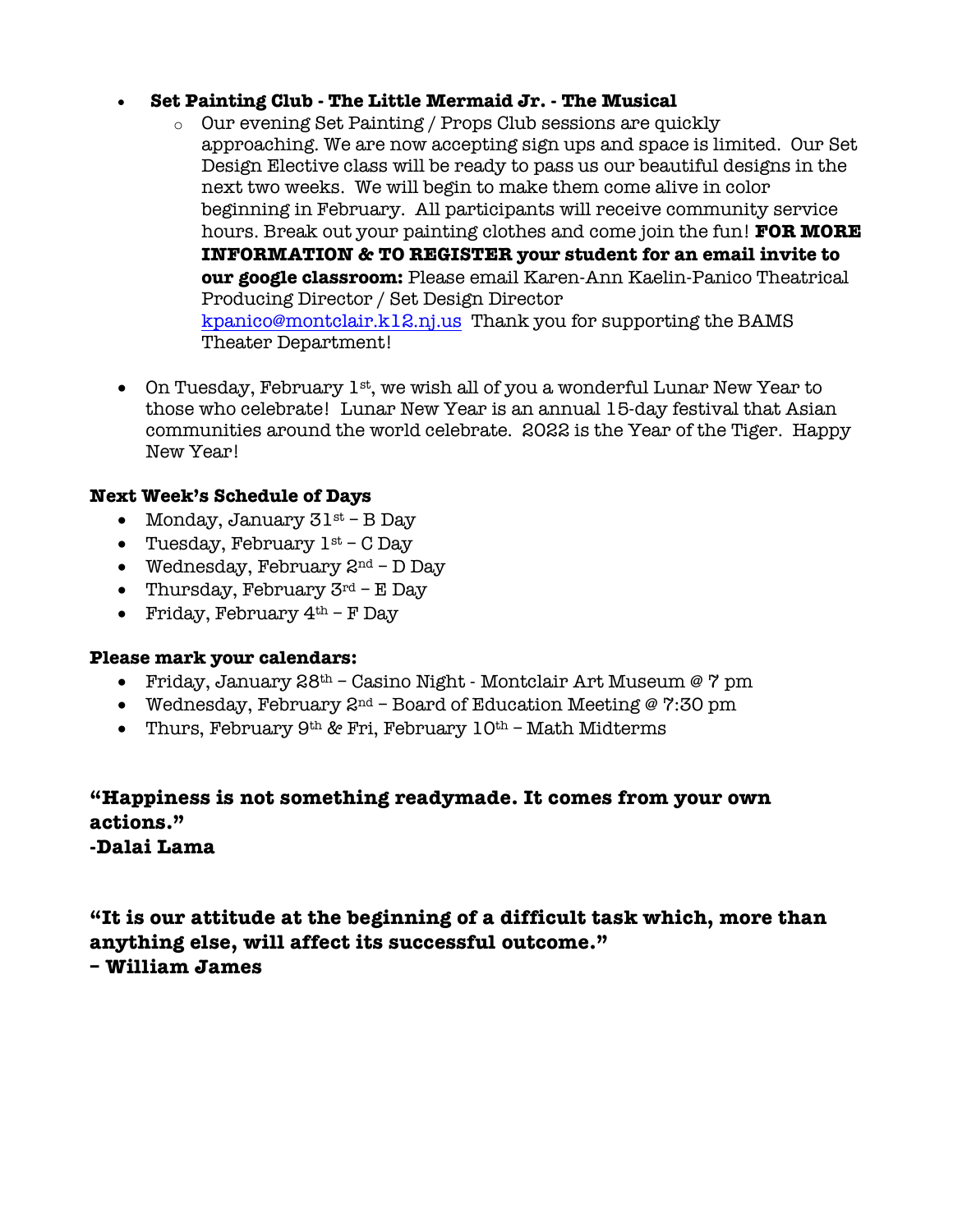- **Set Painting Club - The Little Mermaid Jr. - The Musical**
  - Our evening Set Painting / Props Club sessions are quickly approaching. We are now accepting sign ups and space is limited. Our Set Design Elective class will be ready to pass us our beautiful designs in the next two weeks. We will begin to make them come alive in color beginning in February. All participants will receive community service hours. Break out your painting clothes and come join the fun! **FOR MORE INFORMATION & TO REGISTER your student for an email invite to our google classroom:** Please email Karen-Ann Kaelin-Panico Theatrical Producing Director / Set Design Director kpanico@montclair.k12.nj.us Thank you for supporting the BAMS Theater Department!

- On Tuesday, February 1st, we wish all of you a wonderful Lunar New Year to those who celebrate! Lunar New Year is an annual 15-day festival that Asian communities around the world celebrate. 2022 is the Year of the Tiger. Happy New Year!

**Next Week's Schedule of Days**

- Monday, January 31st – B Day
- Tuesday, February 1st – C Day
- Wednesday, February 2nd – D Day
- Thursday, February 3rd – E Day
- Friday, February 4th – F Day

**Please mark your calendars:**

- Friday, January 28th – Casino Night - Montclair Art Museum @ 7 pm
- Wednesday, February 2nd – Board of Education Meeting @ 7:30 pm
- Thurs, February 9th & Fri, February 10th – Math Midterms

**"Happiness is not something readymade. It comes from your own actions."**
**-Dalai Lama**

**"It is our attitude at the beginning of a difficult task which, more than anything else, will affect its successful outcome."**
**– William James**